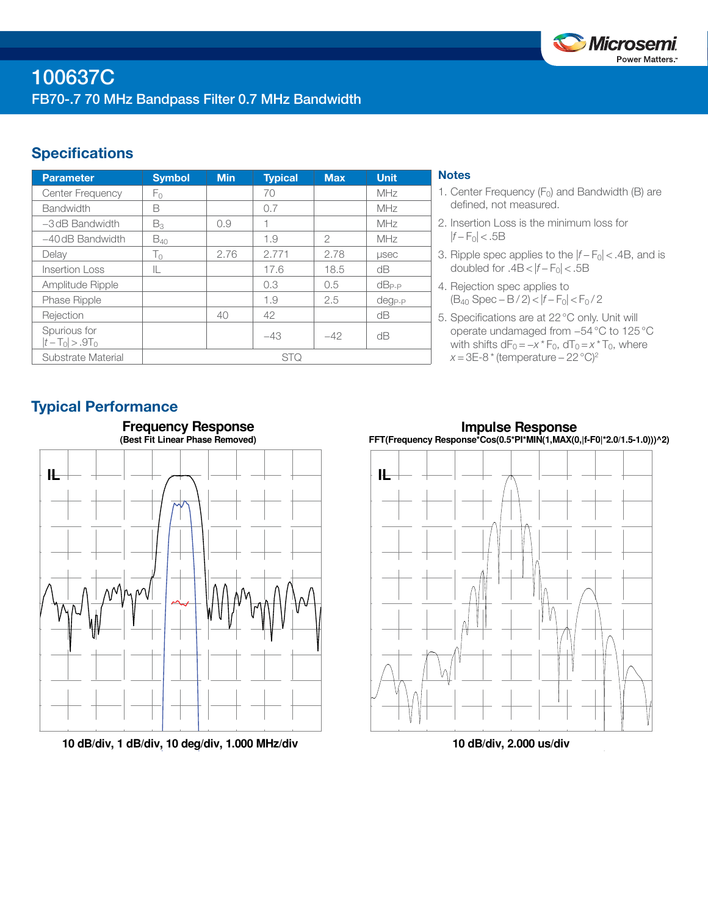# 100637C

## FB70-.7 70 MHz Bandpass Filter 0.7 MHz Bandwidth

## Specifications

| Parameter | Symbol | Min | Typical | Max | Unit |
|---|---|---|---|---|---|
| Center Frequency | $F_0$ | | 70 | | MHz |
| Bandwidth | B | | 0.7 | | MHz |
| −3 dB Bandwidth | $B_3$ | 0.9 | 1 | | MHz |
| −40 dB Bandwidth | $B_{40}$ | | 1.9 | 2 | MHz |
| Delay | $T_0$ | 2.76 | 2.771 | 2.78 | µsec |
| Insertion Loss | IL | | 17.6 | 18.5 | dB |
| Amplitude Ripple | | | 0.3 | 0.5 | $dB_{P-P}$ |
| Phase Ripple | | | 1.9 | 2.5 | $deg_{P-P}$ |
| Rejection | | 40 | 42 | | dB |
| Spurious for $\lvert t-T_0\rvert > .9T_0$ | | | −43 | −42 | dB |
| Substrate Material | STQ | | | | |

### Notes

1. Center Frequency ($F_0$) and Bandwidth (B) are defined, not measured.
2. Insertion Loss is the minimum loss for $\lvert f-F_0\rvert < .5B$
3. Ripple spec applies to the $\lvert f-F_0\rvert < .4B$, and is doubled for $.4B < \lvert f-F_0\rvert < .5B$
4. Rejection spec applies to ($B_{40}$ Spec − B / 2) < $\lvert f-F_0\rvert < F_0 / 2$
5. Specifications are at 22 °C only. Unit will operate undamaged from −54 °C to 125 °C with shifts $dF_0 = -x * F_0$, $dT_0 = x * T_0$, where $x = 3E\text{-}8 * (\text{temperature} - 22\,°C)^2$

## Typical Performance

**Frequency Response**
(Best Fit Linear Phase Removed)

10 dB/div, 1 dB/div, 10 deg/div, 1.000 MHz/div

**Impulse Response**
FFT(Frequency Response*Cos(0.5*PI*MIN(1,MAX(0,|f-F0|*2.0/1.5-1.0)))^2)

10 dB/div, 2.000 us/div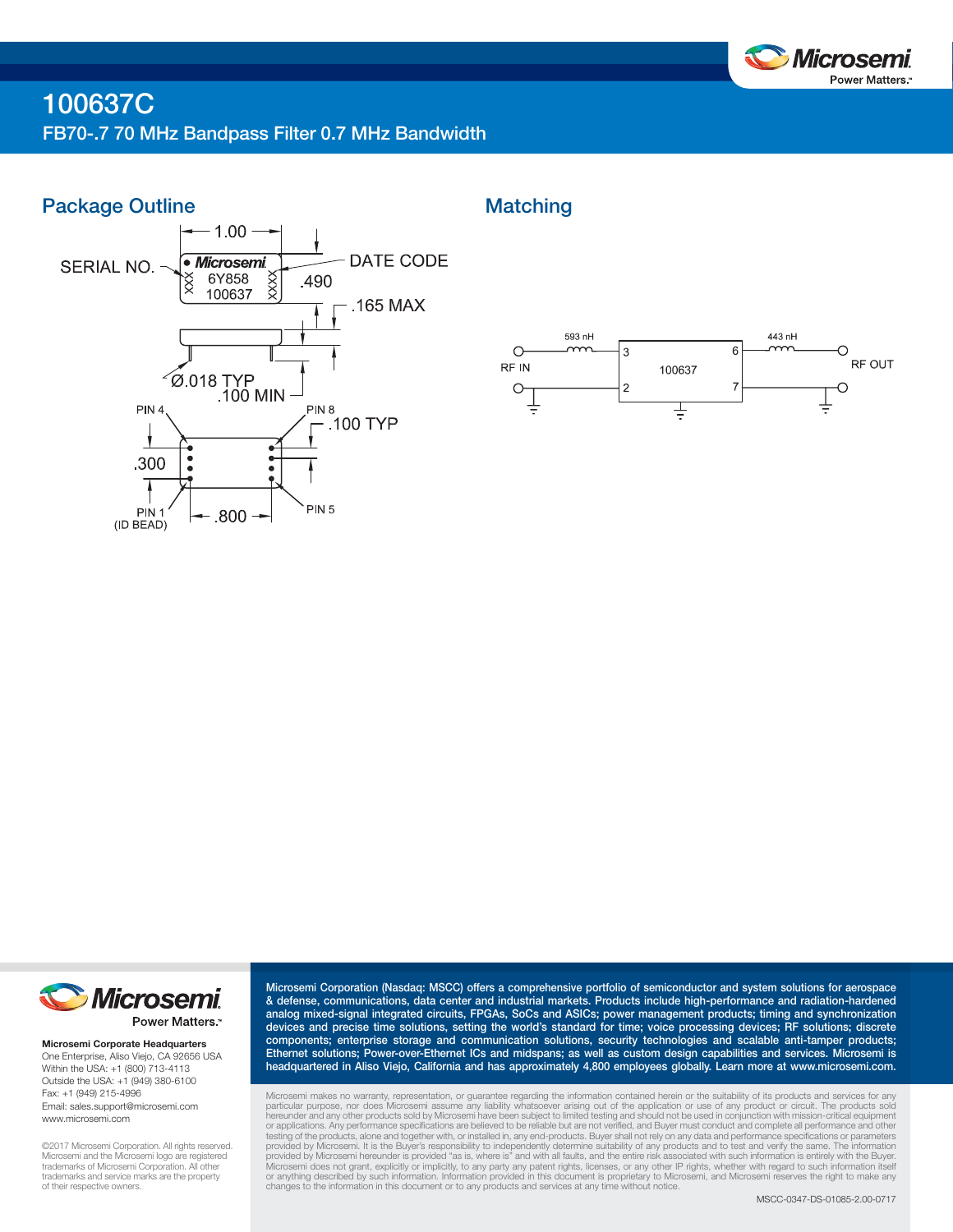# 100637C

FB70-.7 70 MHz Bandpass Filter 0.7 MHz Bandwidth

## Package Outline

1.00

SERIAL NO.

DATE CODE

Microsemi

6Y858

100637

.490

.165 MAX

Ø.018 TYP

.100 MIN

PIN 4

PIN 8

.100 TYP

.300

PIN 1
(ID BEAD)

.800

PIN 5

## Matching

593 nH

443 nH

RF IN

RF OUT

100637

3

6

2

7

Microsemi

Power Matters.

**Microsemi Corporate Headquarters**
One Enterprise, Aliso Viejo, CA 92656 USA
Within the USA: +1 (800) 713-4113
Outside the USA: +1 (949) 380-6100
Fax: +1 (949) 215-4996
Email: sales.support@microsemi.com
www.microsemi.com

©2017 Microsemi Corporation. All rights reserved. Microsemi and the Microsemi logo are registered trademarks of Microsemi Corporation. All other trademarks and service marks are the property of their respective owners.

Microsemi Corporation (Nasdaq: MSCC) offers a comprehensive portfolio of semiconductor and system solutions for aerospace & defense, communications, data center and industrial markets. Products include high-performance and radiation-hardened analog mixed-signal integrated circuits, FPGAs, SoCs and ASICs; power management products; timing and synchronization devices and precise time solutions, setting the world's standard for time; voice processing devices; RF solutions; discrete components; enterprise storage and communication solutions, security technologies and scalable anti-tamper products; Ethernet solutions; Power-over-Ethernet ICs and midspans; as well as custom design capabilities and services. Microsemi is headquartered in Aliso Viejo, California and has approximately 4,800 employees globally. Learn more at www.microsemi.com.

Microsemi makes no warranty, representation, or guarantee regarding the information contained herein or the suitability of its products and services for any particular purpose, nor does Microsemi assume any liability whatsoever arising out of the application or use of any product or circuit. The products sold hereunder and any other products sold by Microsemi have been subject to limited testing and should not be used in conjunction with mission-critical equipment or applications. Any performance specifications are believed to be reliable but are not verified, and Buyer must conduct and complete all performance and other testing of the products, alone and together with, or installed in, any end-products. Buyer shall not rely on any data and performance specifications or parameters provided by Microsemi. It is the Buyer's responsibility to independently determine suitability of any products and to test and verify the same. The information provided by Microsemi hereunder is provided "as is, where is" and with all faults, and the entire risk associated with such information is entirely with the Buyer. Microsemi does not grant, explicitly or implicitly, to any party any patent rights, licenses, or any other IP rights, whether with regard to such information itself or anything described by such information. Information provided in this document is proprietary to Microsemi, and Microsemi reserves the right to make any changes to the information in this document or to any products and services at any time without notice.

MSCC-0347-DS-01085-2.00-0717